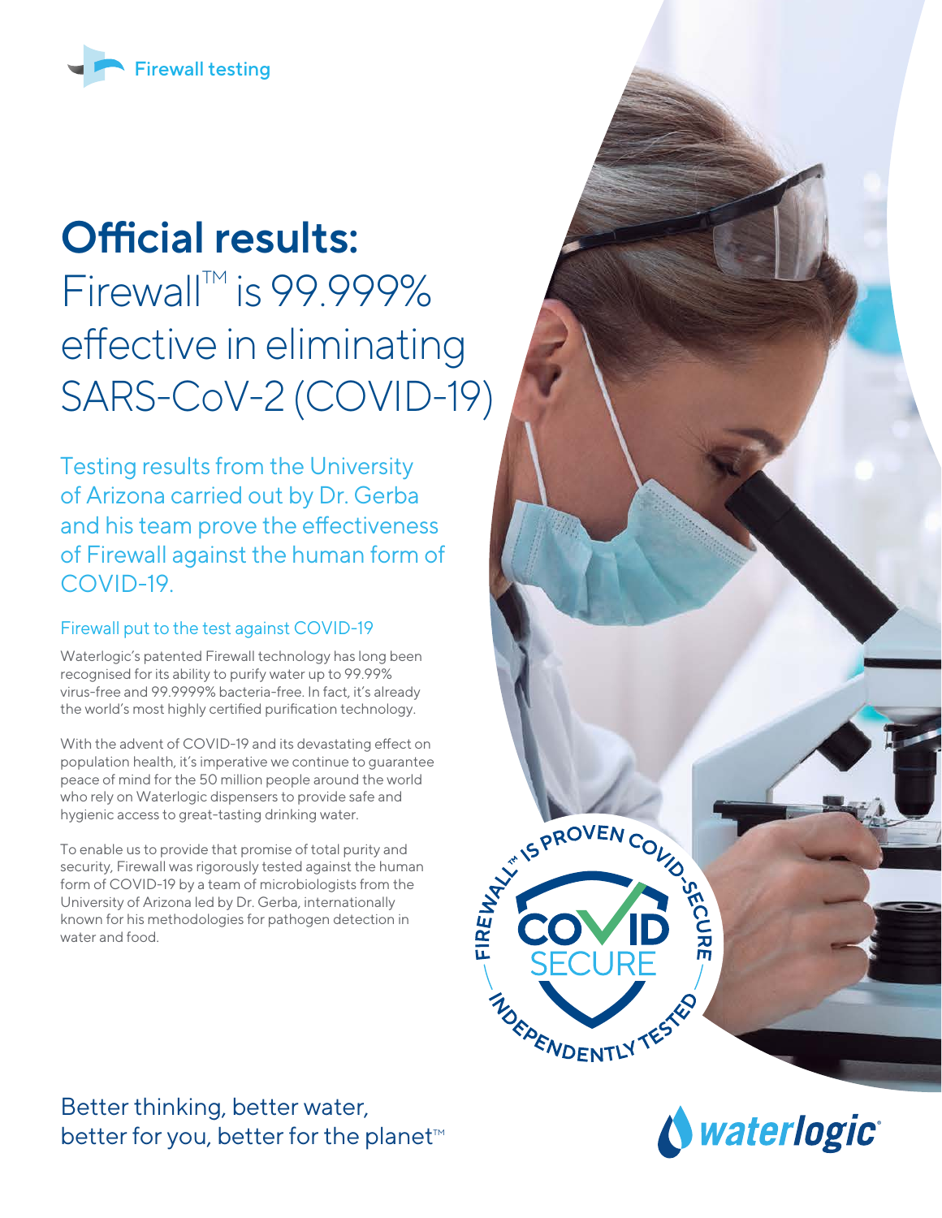Firewall testing

# Official results:

## Firewall™ is 99.999% effective in eliminating SARS-CoV-2 (COVID-19)

Testing results from the University of Arizona carried out by Dr. Gerba and his team prove the effectiveness of Firewall against the human form of COVID-19.

### Firewall put to the test against COVID-19

Waterlogic's patented Firewall technology has long been recognised for its ability to purify water up to 99.99% virus-free and 99.9999% bacteria-free. In fact, it's already the world's most highly certified purification technology.

With the advent of COVID-19 and its devastating effect on population health, it's imperative we continue to guarantee peace of mind for the 50 million people around the world who rely on Waterlogic dispensers to provide safe and hygienic access to great-tasting drinking water.

To enable us to provide that promise of total purity and security, Firewall was rigorously tested against the human form of COVID-19 by a team of microbiologists from the University of Arizona led by Dr. Gerba, internationally known for his methodologies for pathogen detection in water and food.

FIREWALL™ IS PROVEN COVID-SECURE

COVID SECURE

INDEPENDENTLY TESTED

Better thinking, better water, better for you, better for the planet™

waterlogic®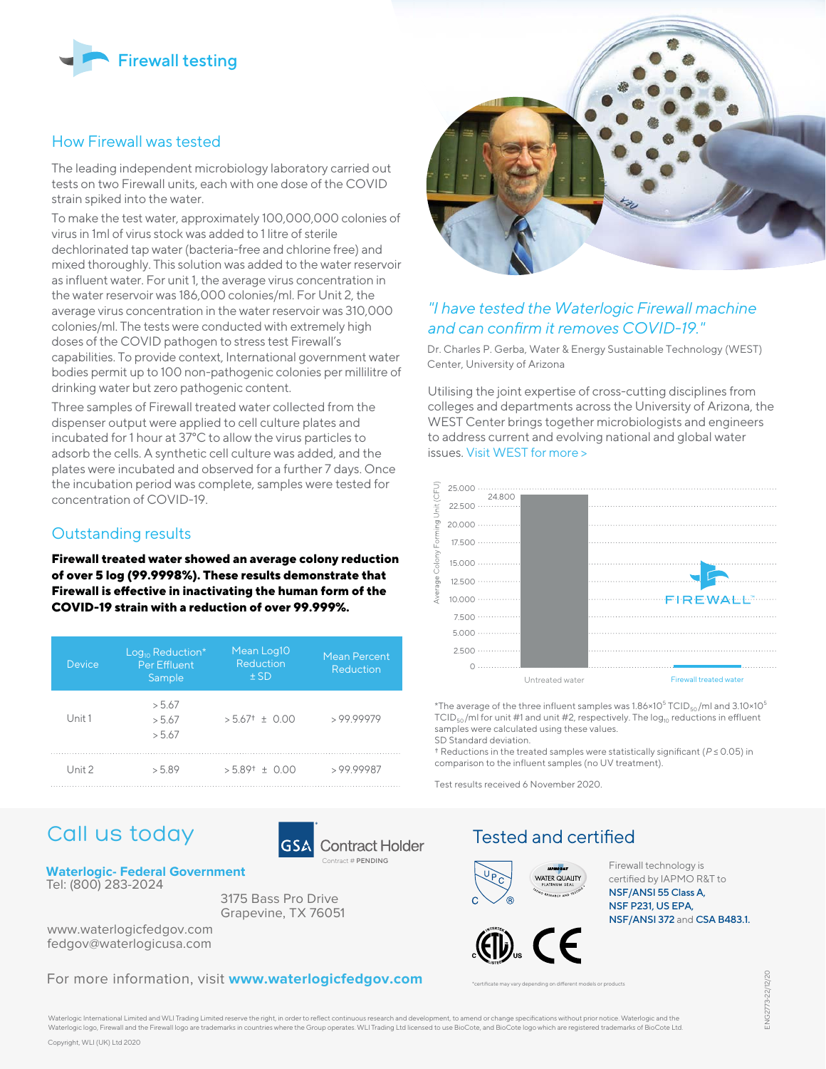# Firewall testing

## How Firewall was tested

The leading independent microbiology laboratory carried out tests on two Firewall units, each with one dose of the COVID strain spiked into the water.

To make the test water, approximately 100,000,000 colonies of virus in 1ml of virus stock was added to 1 litre of sterile dechlorinated tap water (bacteria-free and chlorine free) and mixed thoroughly. This solution was added to the water reservoir as influent water. For unit 1, the average virus concentration in the water reservoir was 186,000 colonies/ml. For Unit 2, the average virus concentration in the water reservoir was 310,000 colonies/ml. The tests were conducted with extremely high doses of the COVID pathogen to stress test Firewall's capabilities. To provide context, International government water bodies permit up to 100 non-pathogenic colonies per millilitre of drinking water but zero pathogenic content.

Three samples of Firewall treated water collected from the dispenser output were applied to cell culture plates and incubated for 1 hour at 37°C to allow the virus particles to adsorb the cells. A synthetic cell culture was added, and the plates were incubated and observed for a further 7 days. Once the incubation period was complete, samples were tested for concentration of COVID-19.

## Outstanding results

**Firewall treated water showed an average colony reduction of over 5 log (99.9998%). These results demonstrate that Firewall is effective in inactivating the human form of the COVID-19 strain with a reduction of over 99.999%.**

| Device | $Log_{10}$ Reduction* Per Effluent Sample | Mean Log10 Reduction ± SD | Mean Percent Reduction |
|---|---|---|---|
| Unit 1 | > 5.67<br>> 5.67<br>> 5.67 | > 5.67† ± 0.00 | > 99.99979 |
| Unit 2 | > 5.89 | > 5.89† ± 0.00 | > 99.99987 |

*"I have tested the Waterlogic Firewall machine and can confirm it removes COVID-19."*

Dr. Charles P. Gerba, Water & Energy Sustainable Technology (WEST) Center, University of Arizona

Utilising the joint expertise of cross-cutting disciplines from colleges and departments across the University of Arizona, the WEST Center brings together microbiologists and engineers to address current and evolving national and global water issues. Visit WEST for more >

Average Colony Forming Unit (CFU)
25.000
22.500
20.000
17.500
15.000
12.500
10.000
7.500
5.000
2.500
0
24.800
FIREWALL
Untreated water
Firewall treated water

*The average of the three influent samples was $1.86\times10^5$ $TCID_{50}$/ml for unit #1 and unit #2, $3.10\times10^5$ $TCID_{50}$/ml for unit #1 and unit #2, respectively. The $\log_{10}$ reductions in effluent samples were calculated using these values.
SD Standard deviation.
† Reductions in the treated samples were statistically significant ($P \leq 0.05$) in comparison to the influent samples (no UV treatment).

Test results received 6 November 2020.

## Call us today

GSA Contract Holder
Contract # PENDING

**Waterlogic- Federal Government**
Tel: (800) 283-2024

3175 Bass Pro Drive
Grapevine, TX 76051

www.waterlogicfedgov.com
fedgov@waterlogicusa.com

For more information, visit **www.waterlogicfedgov.com**

## Tested and certified

Firewall technology is certified by IAPMO R&T to NSF/ANSI 55 Class A, NSF P231, US EPA, NSF/ANSI 372 and CSA B483.1.

*certificate may vary depending on different models or products

Waterlogic International Limited and WLI Trading Limited reserve the right, in order to reflect continuous research and development, to amend or change specifications without prior notice. Waterlogic and the Waterlogic logo, Firewall and the Firewall logo are trademarks in countries where the Group operates. WLI Trading Ltd licensed to use BioCote, and BioCote logo which are registered trademarks of BioCote Ltd.

Copyright, WLI (UK) Ltd 2020

ENG2773-22/12/20